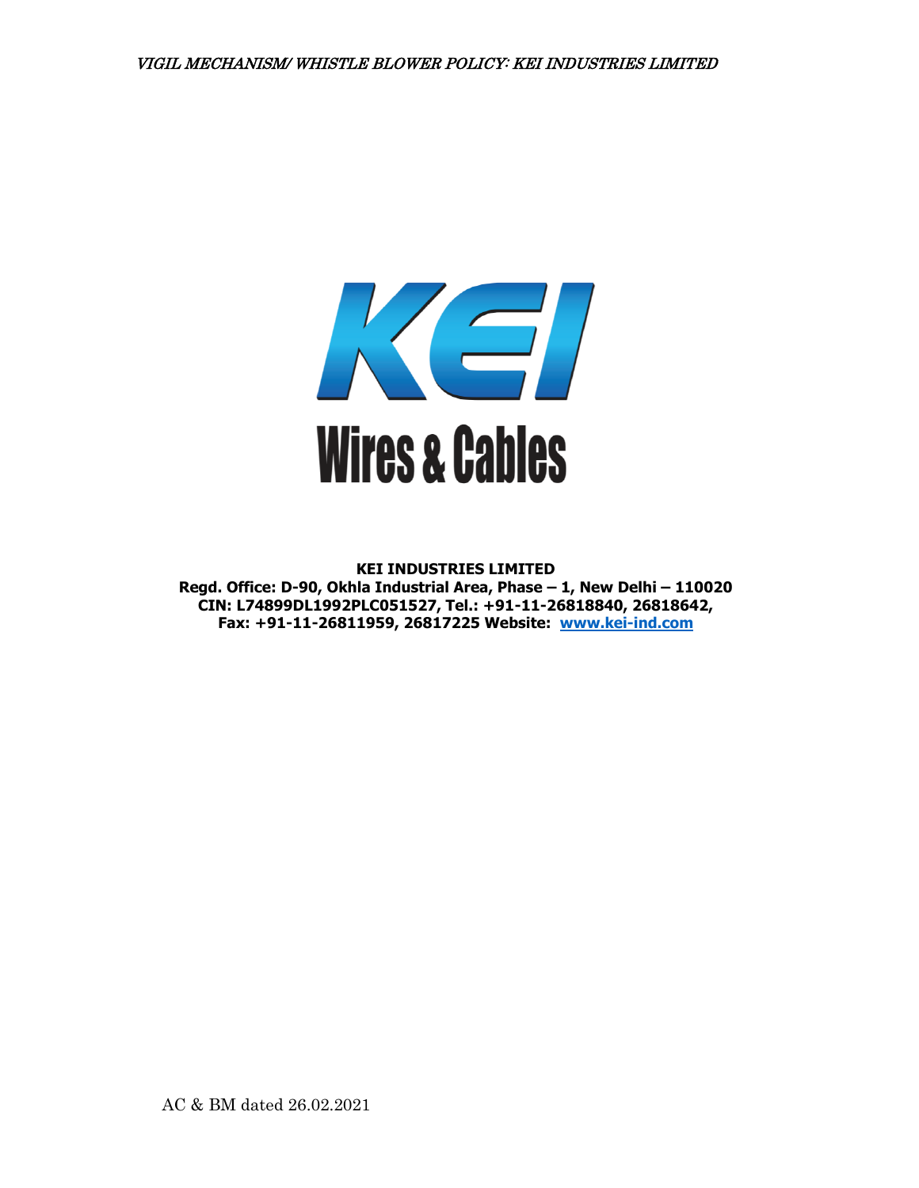KEI

Wires & Cables

**KEI INDUSTRIES LIMITED**
**Regd. Office: D-90, Okhla Industrial Area, Phase – 1, New Delhi – 110020**
**CIN: L74899DL1992PLC051527, Tel.: +91-11-26818840, 26818642,**
**Fax: +91-11-26811959, 26817225 Website: [www.kei-ind.com](http://www.kei-ind.com)**

AC & BM dated 26.02.2021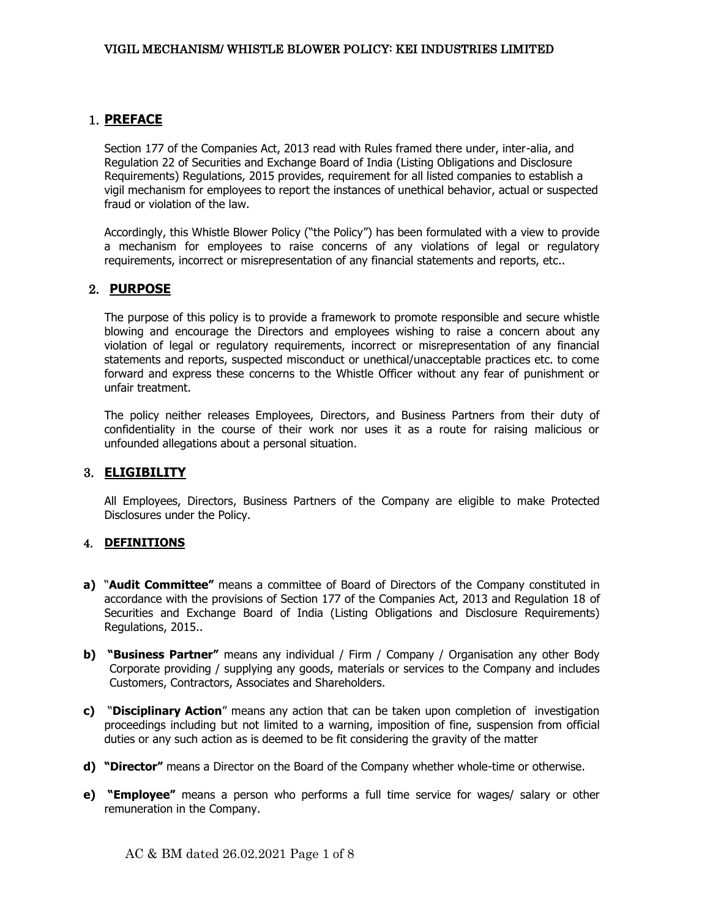## 1. **PREFACE**

Section 177 of the Companies Act, 2013 read with Rules framed there under, inter-alia, and Regulation 22 of Securities and Exchange Board of India (Listing Obligations and Disclosure Requirements) Regulations, 2015 provides, requirement for all listed companies to establish a vigil mechanism for employees to report the instances of unethical behavior, actual or suspected fraud or violation of the law.

Accordingly, this Whistle Blower Policy ("the Policy") has been formulated with a view to provide a mechanism for employees to raise concerns of any violations of legal or regulatory requirements, incorrect or misrepresentation of any financial statements and reports, etc..

## 2. **PURPOSE**

The purpose of this policy is to provide a framework to promote responsible and secure whistle blowing and encourage the Directors and employees wishing to raise a concern about any violation of legal or regulatory requirements, incorrect or misrepresentation of any financial statements and reports, suspected misconduct or unethical/unacceptable practices etc. to come forward and express these concerns to the Whistle Officer without any fear of punishment or unfair treatment.

The policy neither releases Employees, Directors, and Business Partners from their duty of confidentiality in the course of their work nor uses it as a route for raising malicious or unfounded allegations about a personal situation.

## 3. **ELIGIBILITY**

All Employees, Directors, Business Partners of the Company are eligible to make Protected Disclosures under the Policy.

## 4. **DEFINITIONS**

**a)** "**Audit Committee"** means a committee of Board of Directors of the Company constituted in accordance with the provisions of Section 177 of the Companies Act, 2013 and Regulation 18 of Securities and Exchange Board of India (Listing Obligations and Disclosure Requirements) Regulations, 2015..

**b)** **"Business Partner"** means any individual / Firm / Company / Organisation any other Body Corporate providing / supplying any goods, materials or services to the Company and includes Customers, Contractors, Associates and Shareholders.

**c)** "**Disciplinary Action**" means any action that can be taken upon completion of investigation proceedings including but not limited to a warning, imposition of fine, suspension from official duties or any such action as is deemed to be fit considering the gravity of the matter

**d)** **"Director"** means a Director on the Board of the Company whether whole-time or otherwise.

**e)** **"Employee"** means a person who performs a full time service for wages/ salary or other remuneration in the Company.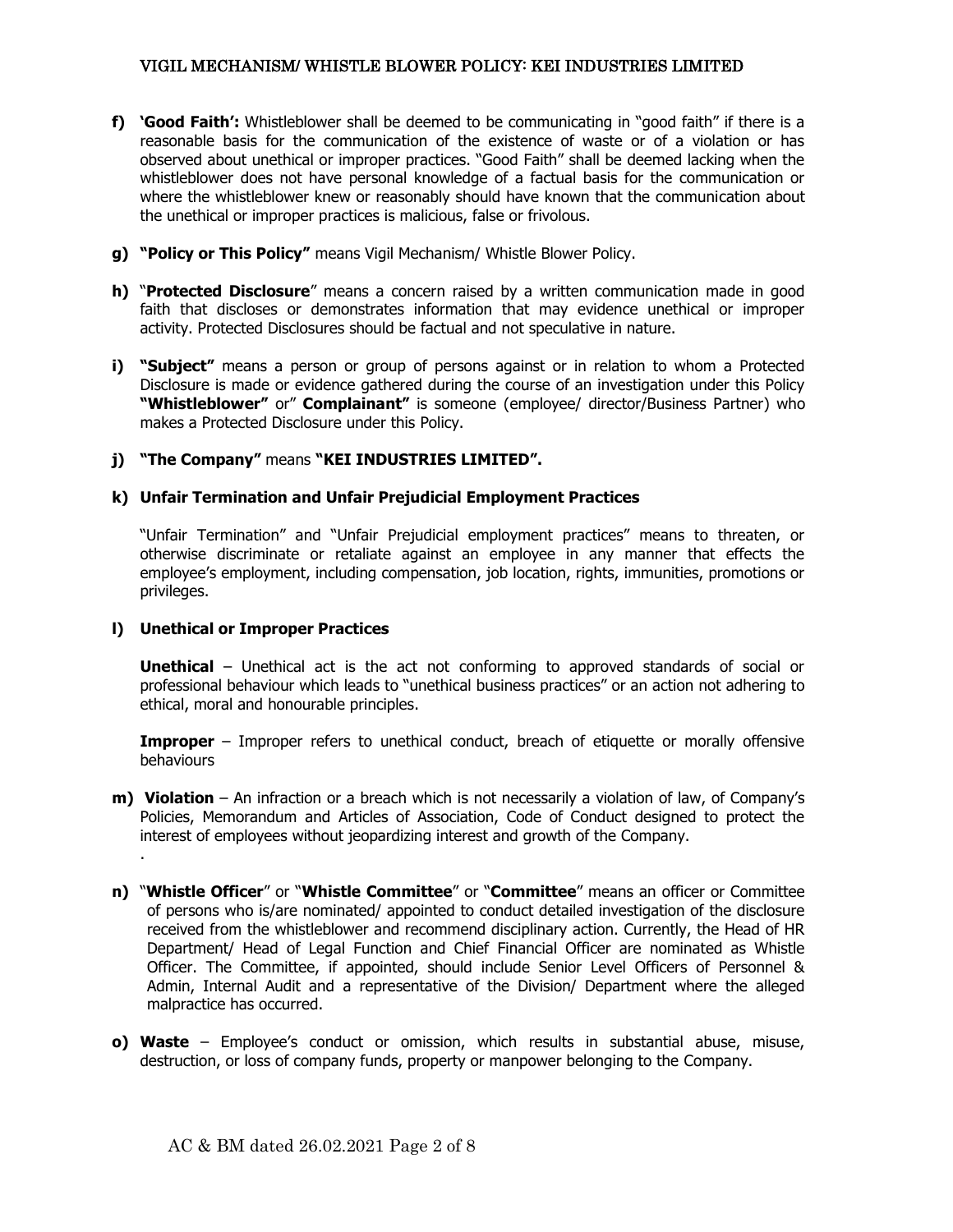**f) 'Good Faith':** Whistleblower shall be deemed to be communicating in "good faith" if there is a reasonable basis for the communication of the existence of waste or of a violation or has observed about unethical or improper practices. "Good Faith" shall be deemed lacking when the whistleblower does not have personal knowledge of a factual basis for the communication or where the whistleblower knew or reasonably should have known that the communication about the unethical or improper practices is malicious, false or frivolous.

**g) "Policy or This Policy"** means Vigil Mechanism/ Whistle Blower Policy.

**h)** "**Protected Disclosure**" means a concern raised by a written communication made in good faith that discloses or demonstrates information that may evidence unethical or improper activity. Protected Disclosures should be factual and not speculative in nature.

**i) "Subject"** means a person or group of persons against or in relation to whom a Protected Disclosure is made or evidence gathered during the course of an investigation under this Policy **"Whistleblower"** or" **Complainant"** is someone (employee/ director/Business Partner) who makes a Protected Disclosure under this Policy.

**j) "The Company"** means **"KEI INDUSTRIES LIMITED".**

**k) Unfair Termination and Unfair Prejudicial Employment Practices**

"Unfair Termination" and "Unfair Prejudicial employment practices" means to threaten, or otherwise discriminate or retaliate against an employee in any manner that effects the employee's employment, including compensation, job location, rights, immunities, promotions or privileges.

**l) Unethical or Improper Practices**

**Unethical** – Unethical act is the act not conforming to approved standards of social or professional behaviour which leads to "unethical business practices" or an action not adhering to ethical, moral and honourable principles.

**Improper** – Improper refers to unethical conduct, breach of etiquette or morally offensive behaviours

**m) Violation** – An infraction or a breach which is not necessarily a violation of law, of Company's Policies, Memorandum and Articles of Association, Code of Conduct designed to protect the interest of employees without jeopardizing interest and growth of the Company.

**n)** "**Whistle Officer**" or "**Whistle Committee**" or "**Committee**" means an officer or Committee of persons who is/are nominated/ appointed to conduct detailed investigation of the disclosure received from the whistleblower and recommend disciplinary action. Currently, the Head of HR Department/ Head of Legal Function and Chief Financial Officer are nominated as Whistle Officer. The Committee, if appointed, should include Senior Level Officers of Personnel & Admin, Internal Audit and a representative of the Division/ Department where the alleged malpractice has occurred.

**o) Waste** – Employee's conduct or omission, which results in substantial abuse, misuse, destruction, or loss of company funds, property or manpower belonging to the Company.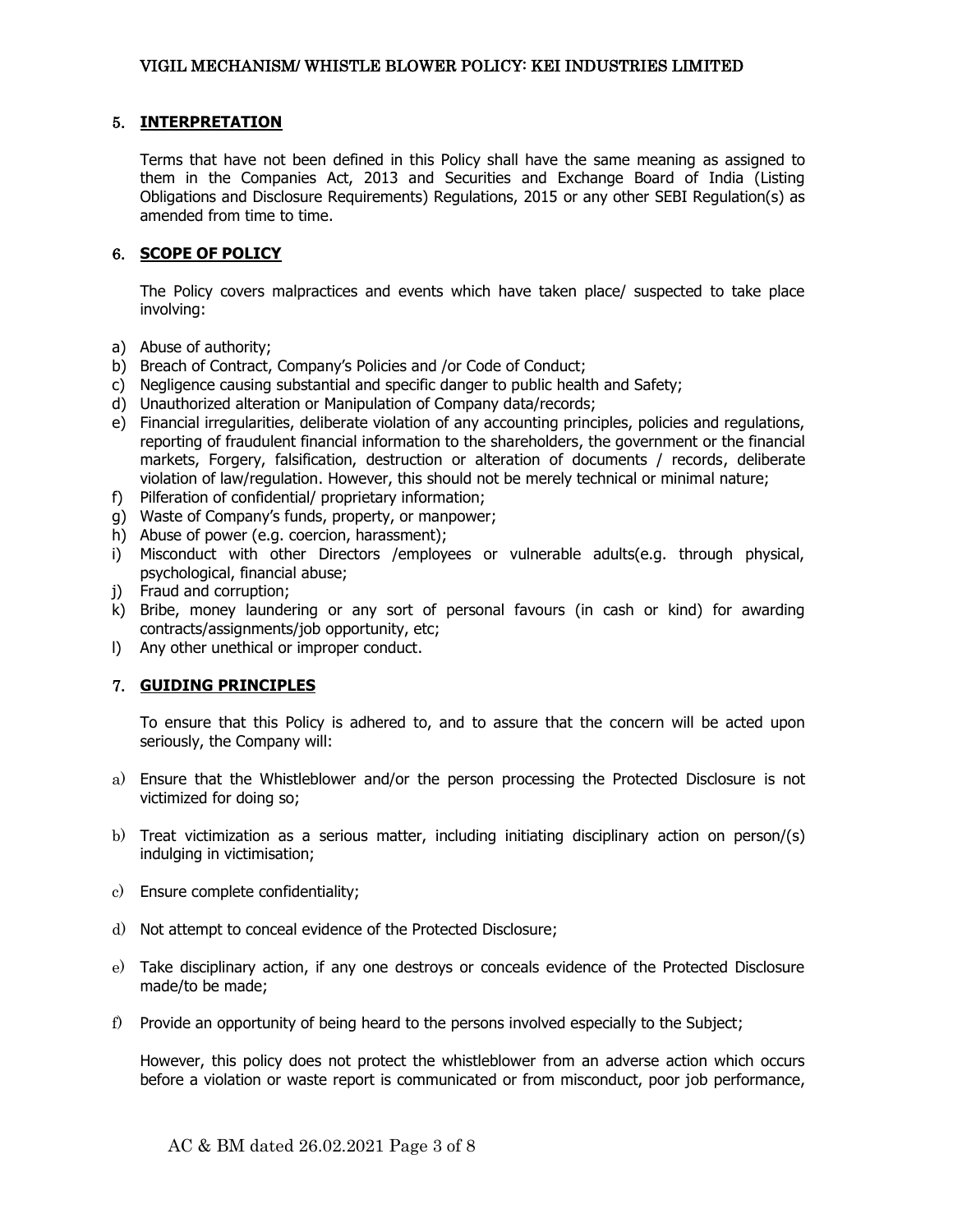## 5. INTERPRETATION

Terms that have not been defined in this Policy shall have the same meaning as assigned to them in the Companies Act, 2013 and Securities and Exchange Board of India (Listing Obligations and Disclosure Requirements) Regulations, 2015 or any other SEBI Regulation(s) as amended from time to time.

## 6. SCOPE OF POLICY

The Policy covers malpractices and events which have taken place/ suspected to take place involving:

a) Abuse of authority;
b) Breach of Contract, Company's Policies and /or Code of Conduct;
c) Negligence causing substantial and specific danger to public health and Safety;
d) Unauthorized alteration or Manipulation of Company data/records;
e) Financial irregularities, deliberate violation of any accounting principles, policies and regulations, reporting of fraudulent financial information to the shareholders, the government or the financial markets, Forgery, falsification, destruction or alteration of documents / records, deliberate violation of law/regulation. However, this should not be merely technical or minimal nature;
f) Pilferation of confidential/ proprietary information;
g) Waste of Company's funds, property, or manpower;
h) Abuse of power (e.g. coercion, harassment);
i) Misconduct with other Directors /employees or vulnerable adults(e.g. through physical, psychological, financial abuse;
j) Fraud and corruption;
k) Bribe, money laundering or any sort of personal favours (in cash or kind) for awarding contracts/assignments/job opportunity, etc;
l) Any other unethical or improper conduct.

## 7. GUIDING PRINCIPLES

To ensure that this Policy is adhered to, and to assure that the concern will be acted upon seriously, the Company will:

a) Ensure that the Whistleblower and/or the person processing the Protected Disclosure is not victimized for doing so;

b) Treat victimization as a serious matter, including initiating disciplinary action on person/(s) indulging in victimisation;

c) Ensure complete confidentiality;

d) Not attempt to conceal evidence of the Protected Disclosure;

e) Take disciplinary action, if any one destroys or conceals evidence of the Protected Disclosure made/to be made;

f) Provide an opportunity of being heard to the persons involved especially to the Subject;

However, this policy does not protect the whistleblower from an adverse action which occurs before a violation or waste report is communicated or from misconduct, poor job performance,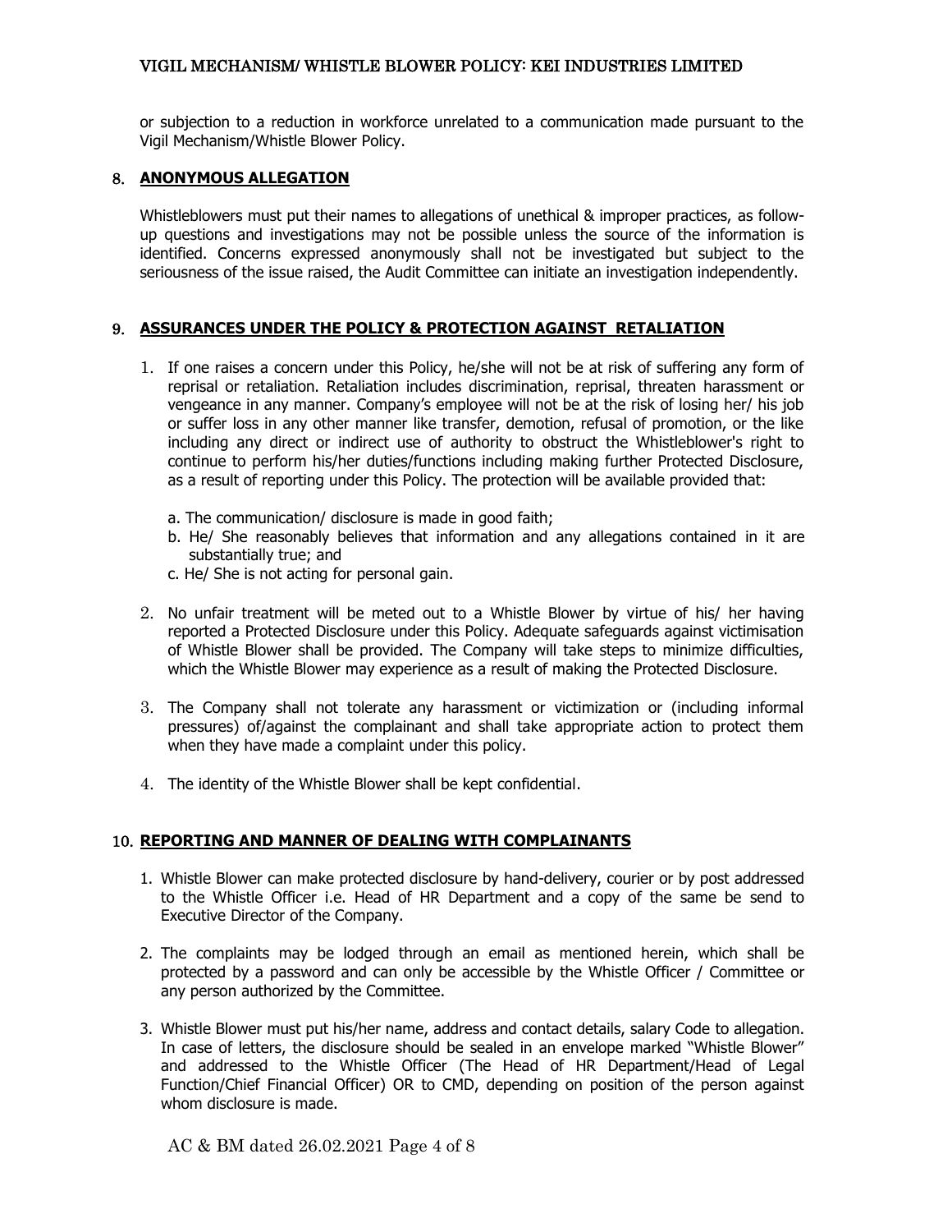or subjection to a reduction in workforce unrelated to a communication made pursuant to the Vigil Mechanism/Whistle Blower Policy.

## 8. ANONYMOUS ALLEGATION

Whistleblowers must put their names to allegations of unethical & improper practices, as follow-up questions and investigations may not be possible unless the source of the information is identified. Concerns expressed anonymously shall not be investigated but subject to the seriousness of the issue raised, the Audit Committee can initiate an investigation independently.

## 9. ASSURANCES UNDER THE POLICY & PROTECTION AGAINST RETALIATION

1. If one raises a concern under this Policy, he/she will not be at risk of suffering any form of reprisal or retaliation. Retaliation includes discrimination, reprisal, threaten harassment or vengeance in any manner. Company's employee will not be at the risk of losing her/ his job or suffer loss in any other manner like transfer, demotion, refusal of promotion, or the like including any direct or indirect use of authority to obstruct the Whistleblower's right to continue to perform his/her duties/functions including making further Protected Disclosure, as a result of reporting under this Policy. The protection will be available provided that:

   a. The communication/ disclosure is made in good faith;
   b. He/ She reasonably believes that information and any allegations contained in it are substantially true; and
   c. He/ She is not acting for personal gain.

2. No unfair treatment will be meted out to a Whistle Blower by virtue of his/ her having reported a Protected Disclosure under this Policy. Adequate safeguards against victimisation of Whistle Blower shall be provided. The Company will take steps to minimize difficulties, which the Whistle Blower may experience as a result of making the Protected Disclosure.

3. The Company shall not tolerate any harassment or victimization or (including informal pressures) of/against the complainant and shall take appropriate action to protect them when they have made a complaint under this policy.

4. The identity of the Whistle Blower shall be kept confidential.

## 10. REPORTING AND MANNER OF DEALING WITH COMPLAINANTS

1. Whistle Blower can make protected disclosure by hand-delivery, courier or by post addressed to the Whistle Officer i.e. Head of HR Department and a copy of the same be send to Executive Director of the Company.

2. The complaints may be lodged through an email as mentioned herein, which shall be protected by a password and can only be accessible by the Whistle Officer / Committee or any person authorized by the Committee.

3. Whistle Blower must put his/her name, address and contact details, salary Code to allegation. In case of letters, the disclosure should be sealed in an envelope marked "Whistle Blower" and addressed to the Whistle Officer (The Head of HR Department/Head of Legal Function/Chief Financial Officer) OR to CMD, depending on position of the person against whom disclosure is made.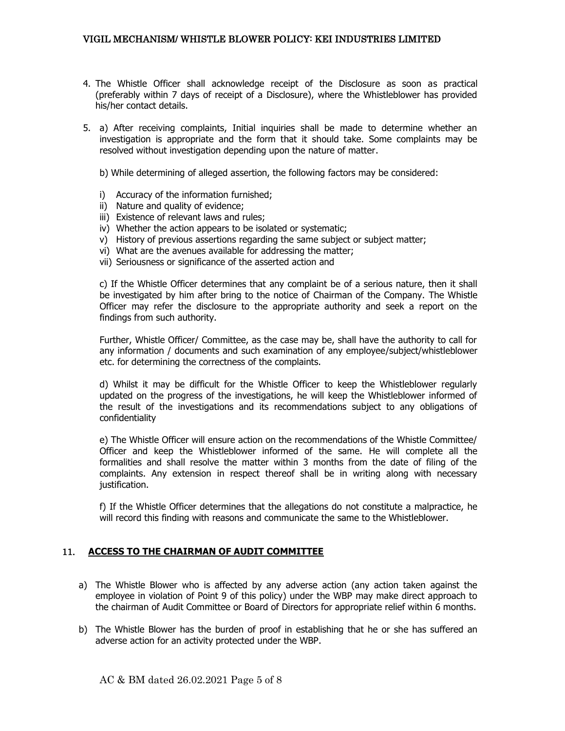4. The Whistle Officer shall acknowledge receipt of the Disclosure as soon as practical (preferably within 7 days of receipt of a Disclosure), where the Whistleblower has provided his/her contact details.

5. a) After receiving complaints, Initial inquiries shall be made to determine whether an investigation is appropriate and the form that it should take. Some complaints may be resolved without investigation depending upon the nature of matter.

   b) While determining of alleged assertion, the following factors may be considered:

   i) Accuracy of the information furnished;
   ii) Nature and quality of evidence;
   iii) Existence of relevant laws and rules;
   iv) Whether the action appears to be isolated or systematic;
   v) History of previous assertions regarding the same subject or subject matter;
   vi) What are the avenues available for addressing the matter;
   vii) Seriousness or significance of the asserted action and

   c) If the Whistle Officer determines that any complaint be of a serious nature, then it shall be investigated by him after bring to the notice of Chairman of the Company. The Whistle Officer may refer the disclosure to the appropriate authority and seek a report on the findings from such authority.

   Further, Whistle Officer/ Committee, as the case may be, shall have the authority to call for any information / documents and such examination of any employee/subject/whistleblower etc. for determining the correctness of the complaints.

   d) Whilst it may be difficult for the Whistle Officer to keep the Whistleblower regularly updated on the progress of the investigations, he will keep the Whistleblower informed of the result of the investigations and its recommendations subject to any obligations of confidentiality

   e) The Whistle Officer will ensure action on the recommendations of the Whistle Committee/ Officer and keep the Whistleblower informed of the same. He will complete all the formalities and shall resolve the matter within 3 months from the date of filing of the complaints. Any extension in respect thereof shall be in writing along with necessary justification.

   f) If the Whistle Officer determines that the allegations do not constitute a malpractice, he will record this finding with reasons and communicate the same to the Whistleblower.

## 11. ACCESS TO THE CHAIRMAN OF AUDIT COMMITTEE

a) The Whistle Blower who is affected by any adverse action (any action taken against the employee in violation of Point 9 of this policy) under the WBP may make direct approach to the chairman of Audit Committee or Board of Directors for appropriate relief within 6 months.

b) The Whistle Blower has the burden of proof in establishing that he or she has suffered an adverse action for an activity protected under the WBP.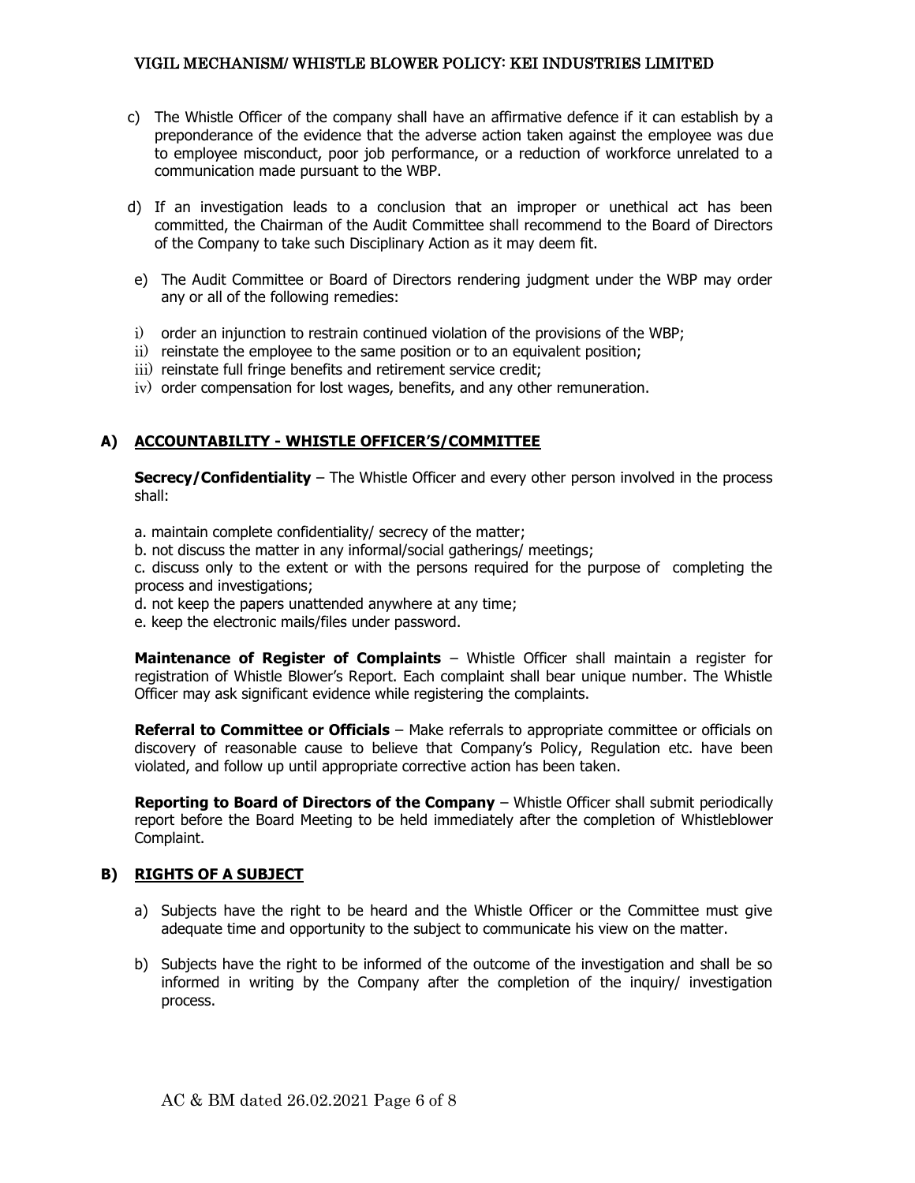c) The Whistle Officer of the company shall have an affirmative defence if it can establish by a preponderance of the evidence that the adverse action taken against the employee was due to employee misconduct, poor job performance, or a reduction of workforce unrelated to a communication made pursuant to the WBP.

d) If an investigation leads to a conclusion that an improper or unethical act has been committed, the Chairman of the Audit Committee shall recommend to the Board of Directors of the Company to take such Disciplinary Action as it may deem fit.

e) The Audit Committee or Board of Directors rendering judgment under the WBP may order any or all of the following remedies:

i) order an injunction to restrain continued violation of the provisions of the WBP;
ii) reinstate the employee to the same position or to an equivalent position;
iii) reinstate full fringe benefits and retirement service credit;
iv) order compensation for lost wages, benefits, and any other remuneration.

## A) ACCOUNTABILITY - WHISTLE OFFICER'S/COMMITTEE

**Secrecy/Confidentiality** – The Whistle Officer and every other person involved in the process shall:

a. maintain complete confidentiality/ secrecy of the matter;
b. not discuss the matter in any informal/social gatherings/ meetings;
c. discuss only to the extent or with the persons required for the purpose of completing the process and investigations;
d. not keep the papers unattended anywhere at any time;
e. keep the electronic mails/files under password.

**Maintenance of Register of Complaints** – Whistle Officer shall maintain a register for registration of Whistle Blower's Report. Each complaint shall bear unique number. The Whistle Officer may ask significant evidence while registering the complaints.

**Referral to Committee or Officials** – Make referrals to appropriate committee or officials on discovery of reasonable cause to believe that Company's Policy, Regulation etc. have been violated, and follow up until appropriate corrective action has been taken.

**Reporting to Board of Directors of the Company** – Whistle Officer shall submit periodically report before the Board Meeting to be held immediately after the completion of Whistleblower Complaint.

## B) RIGHTS OF A SUBJECT

a) Subjects have the right to be heard and the Whistle Officer or the Committee must give adequate time and opportunity to the subject to communicate his view on the matter.

b) Subjects have the right to be informed of the outcome of the investigation and shall be so informed in writing by the Company after the completion of the inquiry/ investigation process.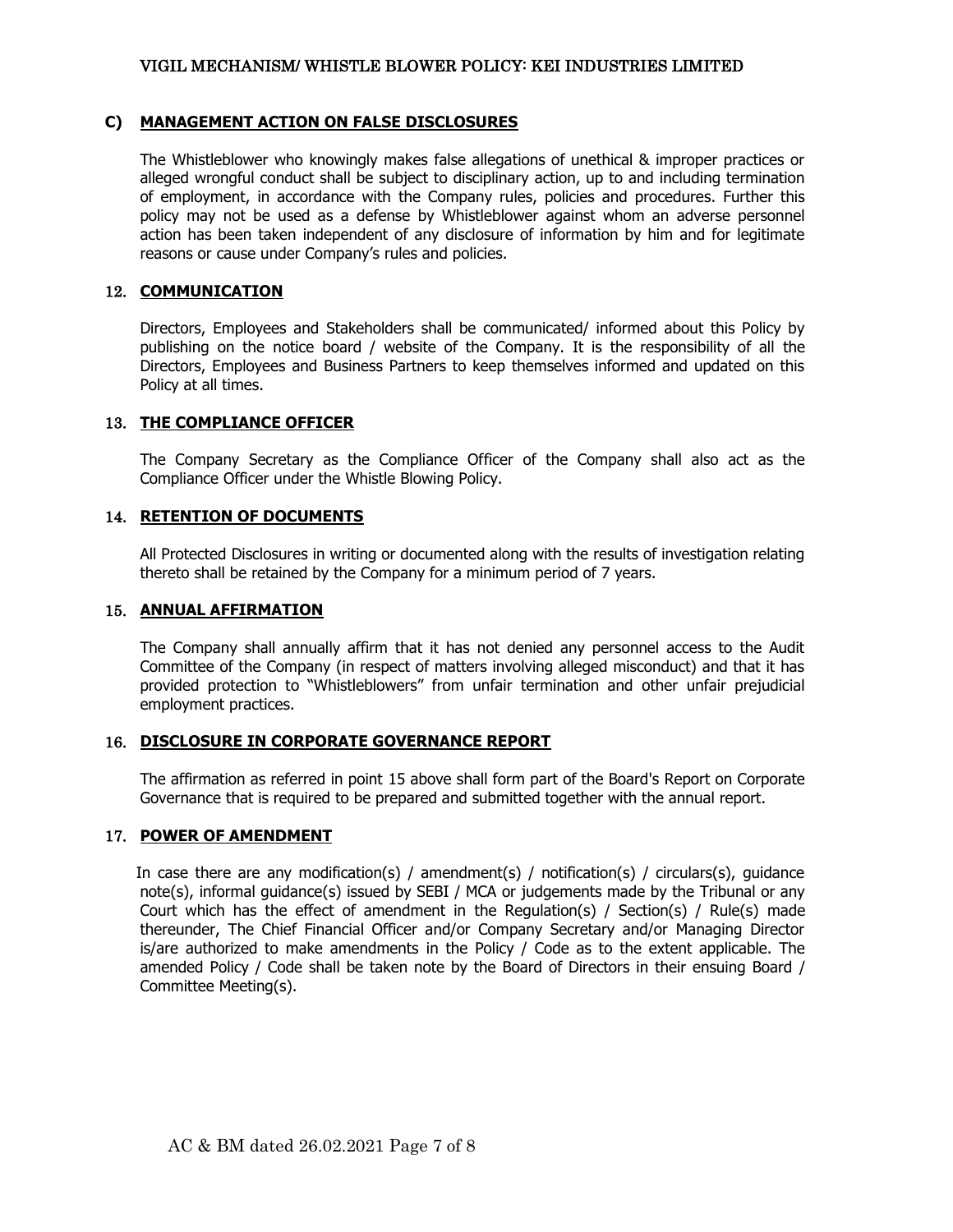### C) MANAGEMENT ACTION ON FALSE DISCLOSURES

The Whistleblower who knowingly makes false allegations of unethical & improper practices or alleged wrongful conduct shall be subject to disciplinary action, up to and including termination of employment, in accordance with the Company rules, policies and procedures. Further this policy may not be used as a defense by Whistleblower against whom an adverse personnel action has been taken independent of any disclosure of information by him and for legitimate reasons or cause under Company's rules and policies.

## 12. COMMUNICATION

Directors, Employees and Stakeholders shall be communicated/ informed about this Policy by publishing on the notice board / website of the Company. It is the responsibility of all the Directors, Employees and Business Partners to keep themselves informed and updated on this Policy at all times.

## 13. THE COMPLIANCE OFFICER

The Company Secretary as the Compliance Officer of the Company shall also act as the Compliance Officer under the Whistle Blowing Policy.

## 14. RETENTION OF DOCUMENTS

All Protected Disclosures in writing or documented along with the results of investigation relating thereto shall be retained by the Company for a minimum period of 7 years.

## 15. ANNUAL AFFIRMATION

The Company shall annually affirm that it has not denied any personnel access to the Audit Committee of the Company (in respect of matters involving alleged misconduct) and that it has provided protection to "Whistleblowers" from unfair termination and other unfair prejudicial employment practices.

## 16. DISCLOSURE IN CORPORATE GOVERNANCE REPORT

The affirmation as referred in point 15 above shall form part of the Board's Report on Corporate Governance that is required to be prepared and submitted together with the annual report.

## 17. POWER OF AMENDMENT

In case there are any modification(s) / amendment(s) / notification(s) / circulars(s), guidance note(s), informal guidance(s) issued by SEBI / MCA or judgements made by the Tribunal or any Court which has the effect of amendment in the Regulation(s) / Section(s) / Rule(s) made thereunder, The Chief Financial Officer and/or Company Secretary and/or Managing Director is/are authorized to make amendments in the Policy / Code as to the extent applicable. The amended Policy / Code shall be taken note by the Board of Directors in their ensuing Board / Committee Meeting(s).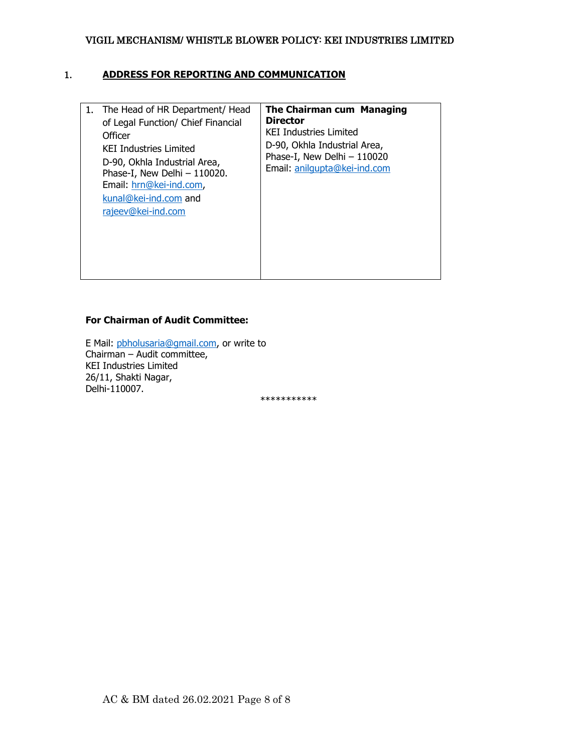## 1. ADDRESS FOR REPORTING AND COMMUNICATION

| | |
|---|---|
| 1. The Head of HR Department/ Head of Legal Function/ Chief Financial Officer<br>KEI Industries Limited<br>D-90, Okhla Industrial Area, Phase-I, New Delhi – 110020.<br>Email: hrn@kei-ind.com, kunal@kei-ind.com and rajeev@kei-ind.com | **The Chairman cum Managing Director**<br>KEI Industries Limited<br>D-90, Okhla Industrial Area, Phase-I, New Delhi – 110020<br>Email: anilgupta@kei-ind.com |

**For Chairman of Audit Committee:**

E Mail: pbholusaria@gmail.com, or write to
Chairman – Audit committee,
KEI Industries Limited
26/11, Shakti Nagar,
Delhi-110007.

***********

AC & BM dated 26.02.2021